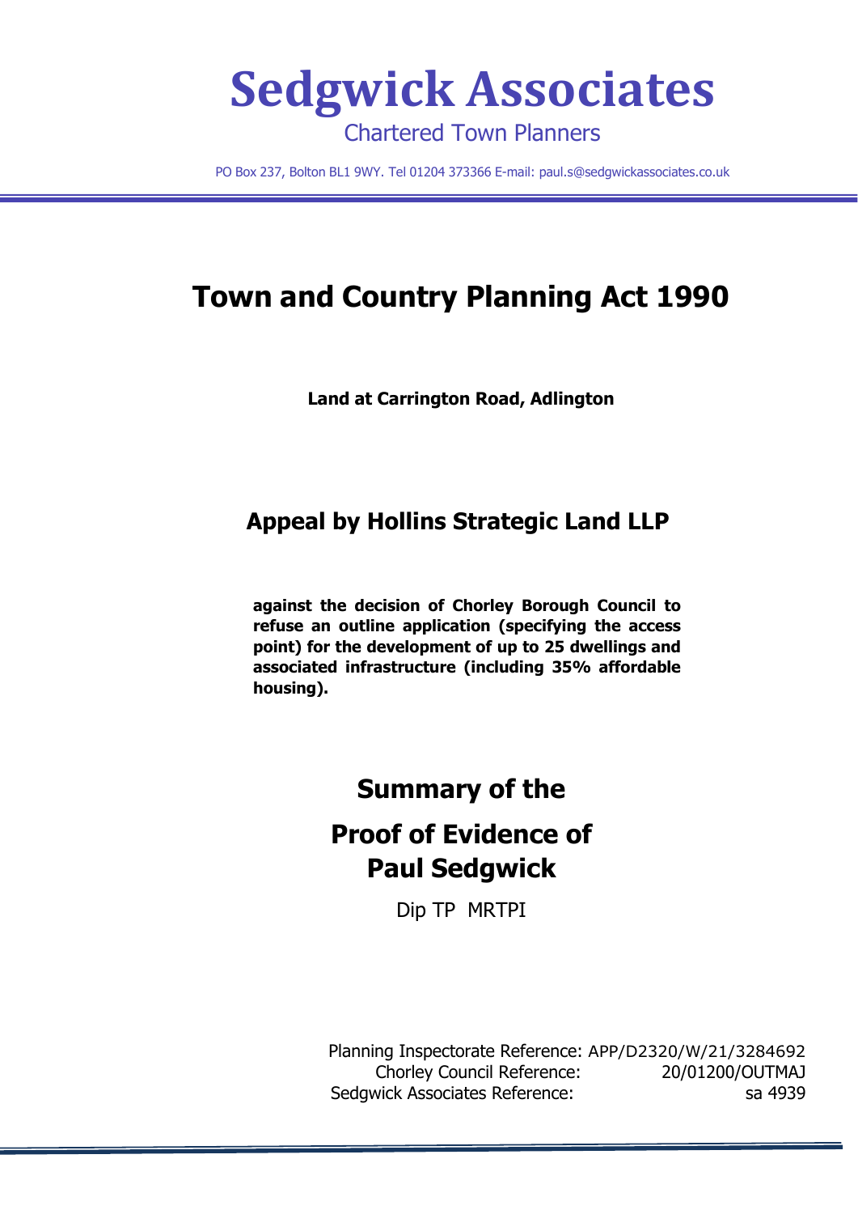# Sedgwick Associates

Chartered Town Planners

PO Box 237, Bolton BL1 9WY. Tel 01204 373366 E-mail: paul.s@sedgwickassociates.co.uk

# Town and Country Planning Act 1990

**Land at Carrington Road, Adlington**

## Appeal by Hollins Strategic Land LLP

**against the decision of Chorley Borough Council to refuse an outline application (specifying the access point) for the development of up to 25 dwellings and associated infrastructure (including 35% affordable housing).**

## Summary of the

## Proof of Evidence of Paul Sedgwick

Dip TP MRTPI

| | |
|---|---|
| Planning Inspectorate Reference: | APP/D2320/W/21/3284692 |
| Chorley Council Reference: | 20/01200/OUTMAJ |
| Sedgwick Associates Reference: | sa 4939 |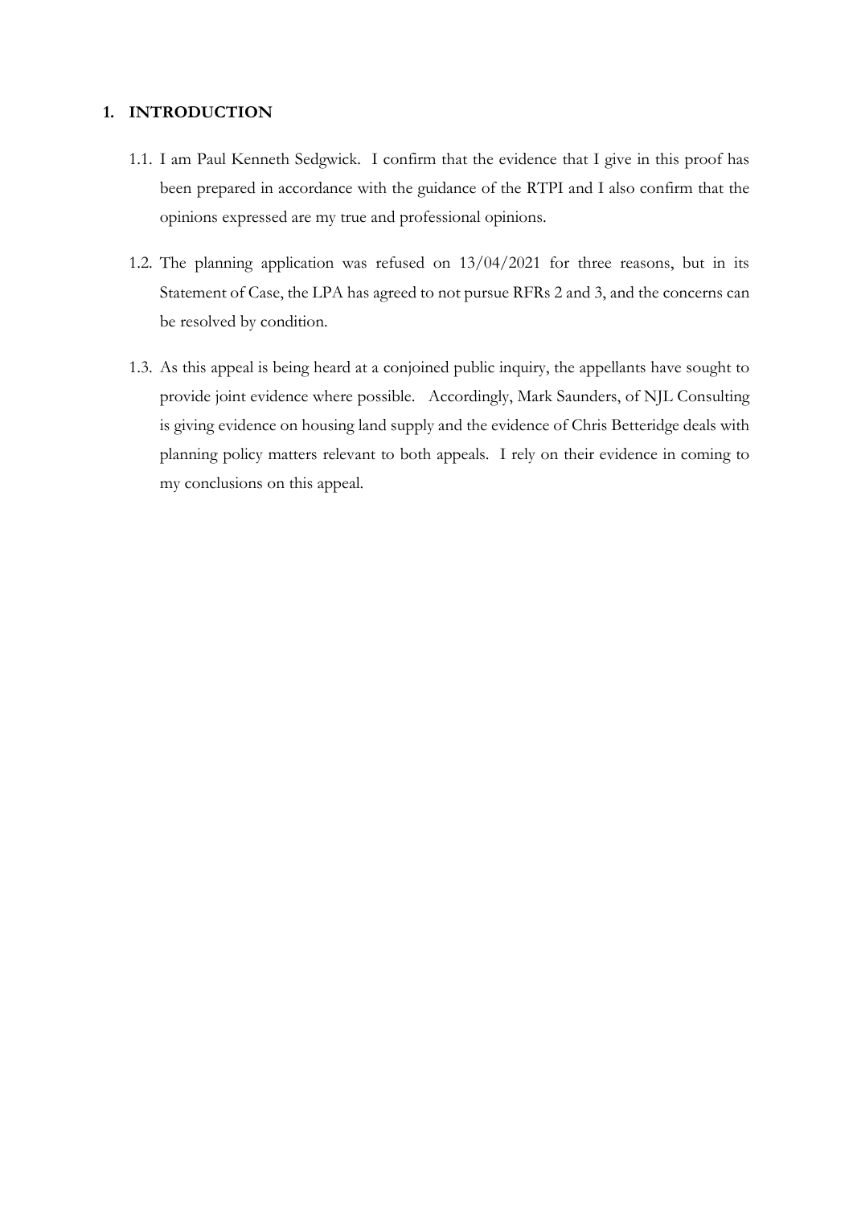## 1. INTRODUCTION

1.1. I am Paul Kenneth Sedgwick. I confirm that the evidence that I give in this proof has been prepared in accordance with the guidance of the RTPI and I also confirm that the opinions expressed are my true and professional opinions.

1.2. The planning application was refused on 13/04/2021 for three reasons, but in its Statement of Case, the LPA has agreed to not pursue RFRs 2 and 3, and the concerns can be resolved by condition.

1.3. As this appeal is being heard at a conjoined public inquiry, the appellants have sought to provide joint evidence where possible. Accordingly, Mark Saunders, of NJL Consulting is giving evidence on housing land supply and the evidence of Chris Betteridge deals with planning policy matters relevant to both appeals. I rely on their evidence in coming to my conclusions on this appeal.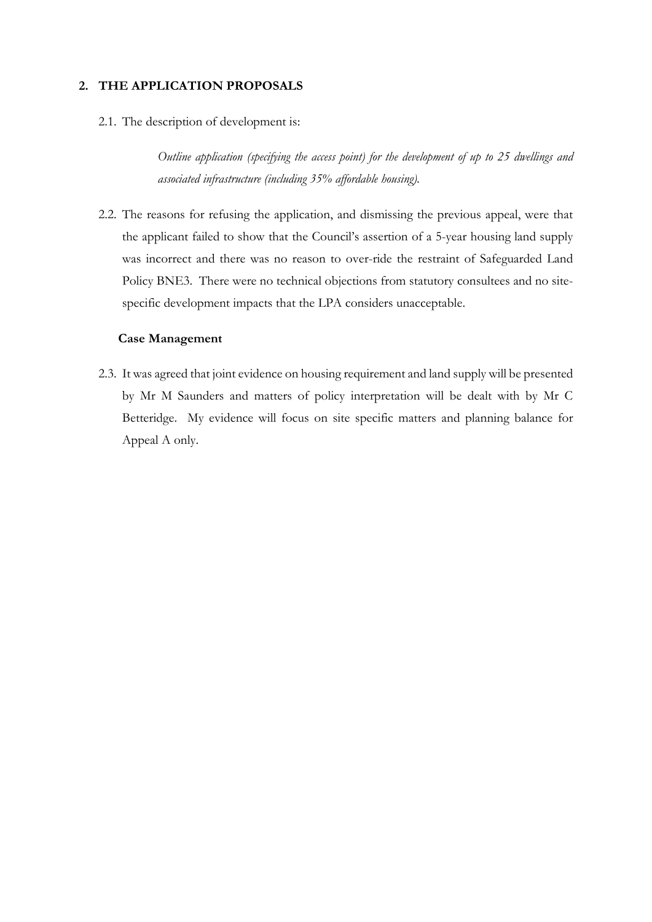## 2. THE APPLICATION PROPOSALS

2.1. The description of development is:

> *Outline application (specifying the access point) for the development of up to 25 dwellings and associated infrastructure (including 35% affordable housing).*

2.2. The reasons for refusing the application, and dismissing the previous appeal, were that the applicant failed to show that the Council's assertion of a 5-year housing land supply was incorrect and there was no reason to over-ride the restraint of Safeguarded Land Policy BNE3. There were no technical objections from statutory consultees and no site-specific development impacts that the LPA considers unacceptable.

### Case Management

2.3. It was agreed that joint evidence on housing requirement and land supply will be presented by Mr M Saunders and matters of policy interpretation will be dealt with by Mr C Betteridge. My evidence will focus on site specific matters and planning balance for Appeal A only.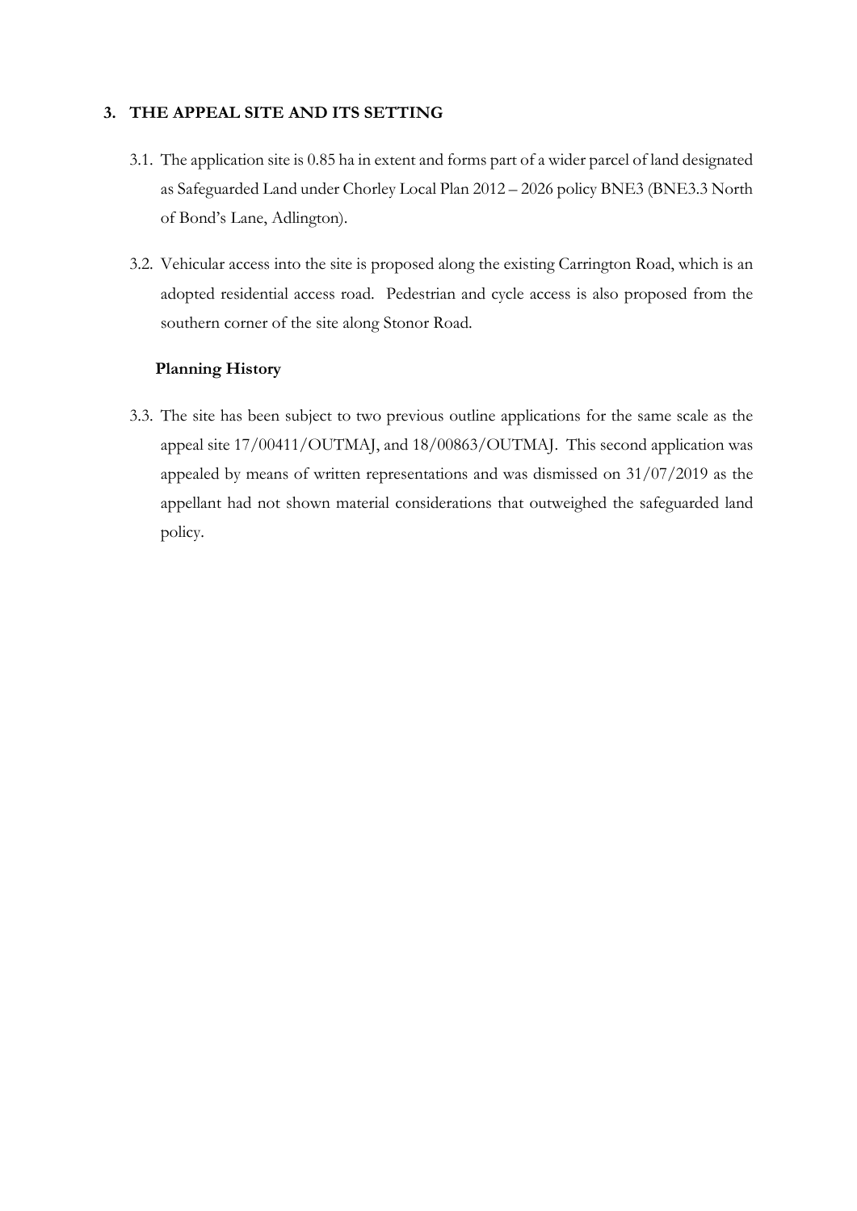## 3. THE APPEAL SITE AND ITS SETTING

3.1. The application site is 0.85 ha in extent and forms part of a wider parcel of land designated as Safeguarded Land under Chorley Local Plan 2012 – 2026 policy BNE3 (BNE3.3 North of Bond's Lane, Adlington).

3.2. Vehicular access into the site is proposed along the existing Carrington Road, which is an adopted residential access road. Pedestrian and cycle access is also proposed from the southern corner of the site along Stonor Road.

### Planning History

3.3. The site has been subject to two previous outline applications for the same scale as the appeal site 17/00411/OUTMAJ, and 18/00863/OUTMAJ. This second application was appealed by means of written representations and was dismissed on 31/07/2019 as the appellant had not shown material considerations that outweighed the safeguarded land policy.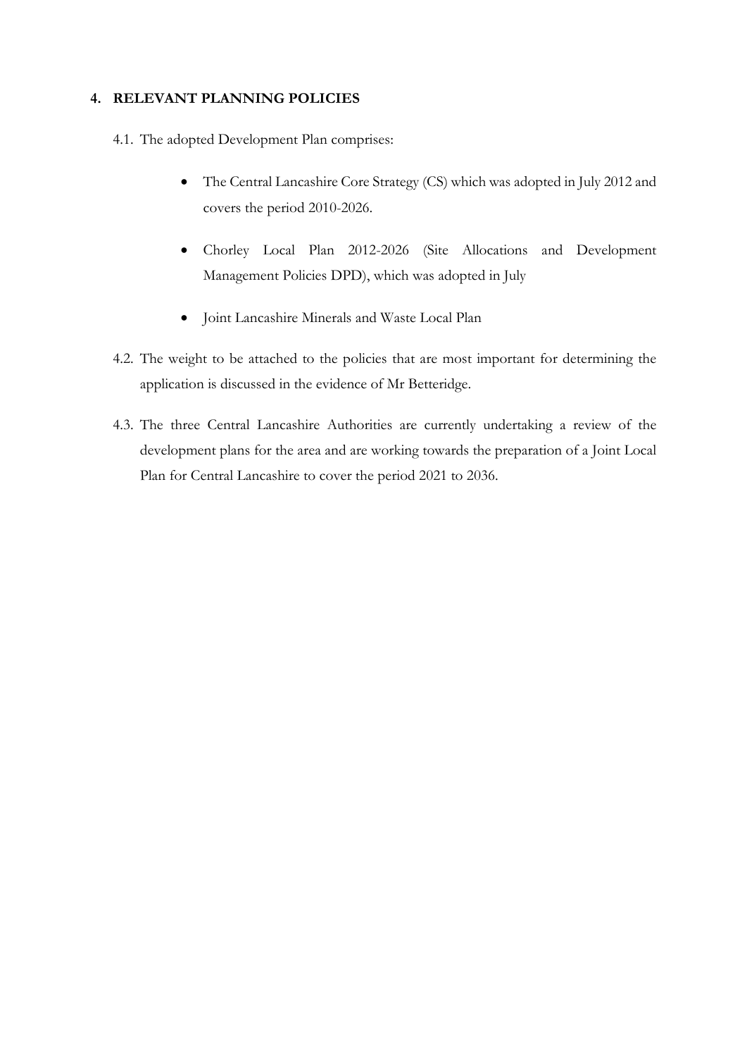## 4. RELEVANT PLANNING POLICIES

4.1. The adopted Development Plan comprises:

- The Central Lancashire Core Strategy (CS) which was adopted in July 2012 and covers the period 2010-2026.
- Chorley Local Plan 2012-2026 (Site Allocations and Development Management Policies DPD), which was adopted in July
- Joint Lancashire Minerals and Waste Local Plan

4.2. The weight to be attached to the policies that are most important for determining the application is discussed in the evidence of Mr Betteridge.

4.3. The three Central Lancashire Authorities are currently undertaking a review of the development plans for the area and are working towards the preparation of a Joint Local Plan for Central Lancashire to cover the period 2021 to 2036.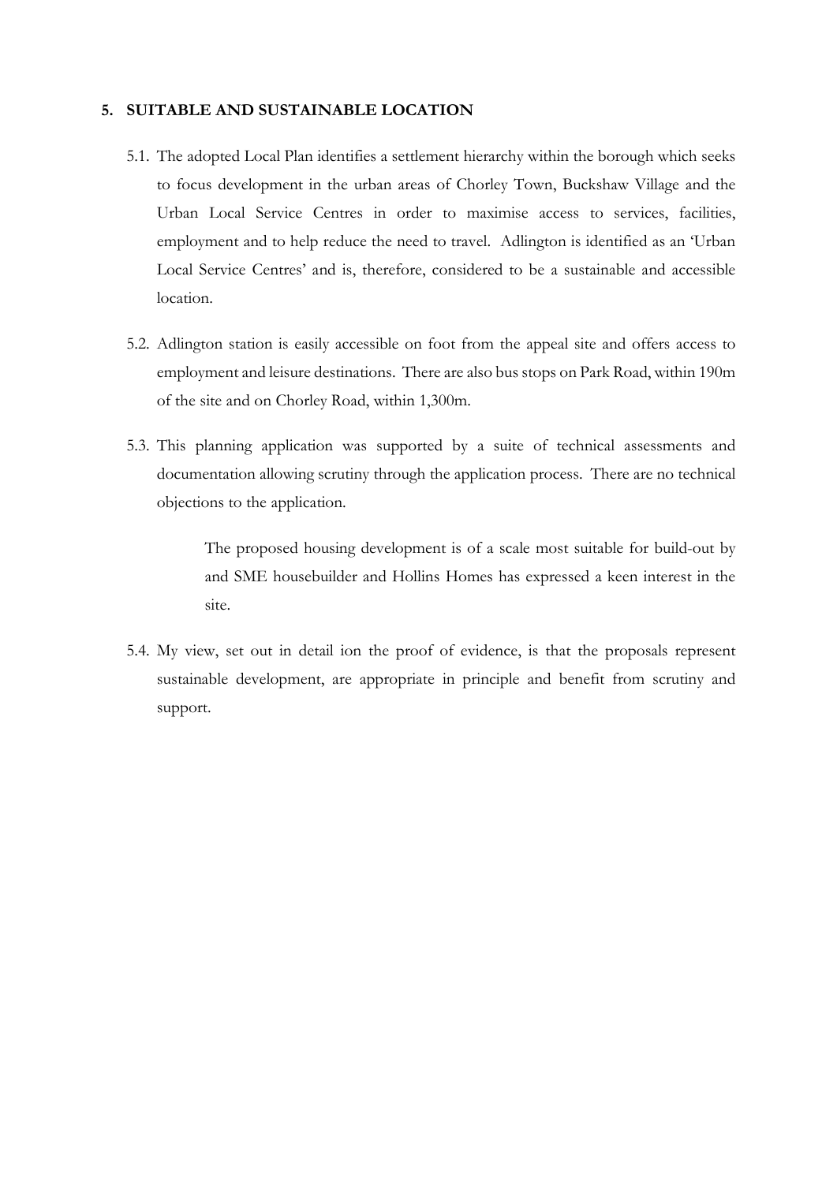## 5. SUITABLE AND SUSTAINABLE LOCATION

5.1. The adopted Local Plan identifies a settlement hierarchy within the borough which seeks to focus development in the urban areas of Chorley Town, Buckshaw Village and the Urban Local Service Centres in order to maximise access to services, facilities, employment and to help reduce the need to travel. Adlington is identified as an 'Urban Local Service Centres' and is, therefore, considered to be a sustainable and accessible location.

5.2. Adlington station is easily accessible on foot from the appeal site and offers access to employment and leisure destinations. There are also bus stops on Park Road, within 190m of the site and on Chorley Road, within 1,300m.

5.3. This planning application was supported by a suite of technical assessments and documentation allowing scrutiny through the application process. There are no technical objections to the application.

> The proposed housing development is of a scale most suitable for build-out by and SME housebuilder and Hollins Homes has expressed a keen interest in the site.

5.4. My view, set out in detail ion the proof of evidence, is that the proposals represent sustainable development, are appropriate in principle and benefit from scrutiny and support.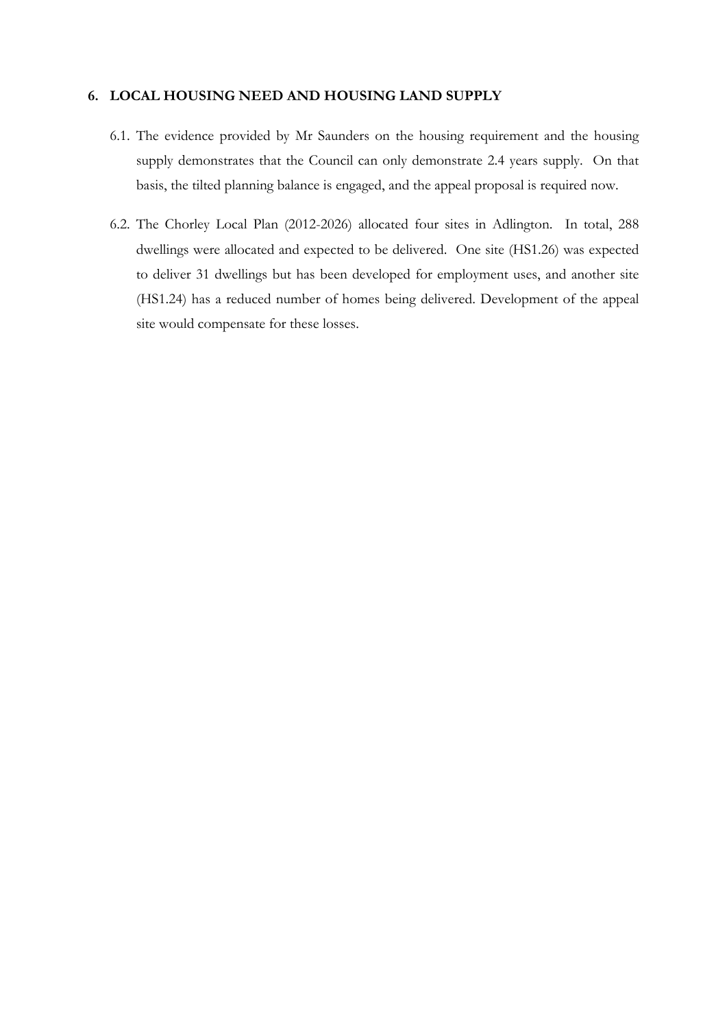## 6. LOCAL HOUSING NEED AND HOUSING LAND SUPPLY

6.1. The evidence provided by Mr Saunders on the housing requirement and the housing supply demonstrates that the Council can only demonstrate 2.4 years supply. On that basis, the tilted planning balance is engaged, and the appeal proposal is required now.

6.2. The Chorley Local Plan (2012-2026) allocated four sites in Adlington. In total, 288 dwellings were allocated and expected to be delivered. One site (HS1.26) was expected to deliver 31 dwellings but has been developed for employment uses, and another site (HS1.24) has a reduced number of homes being delivered. Development of the appeal site would compensate for these losses.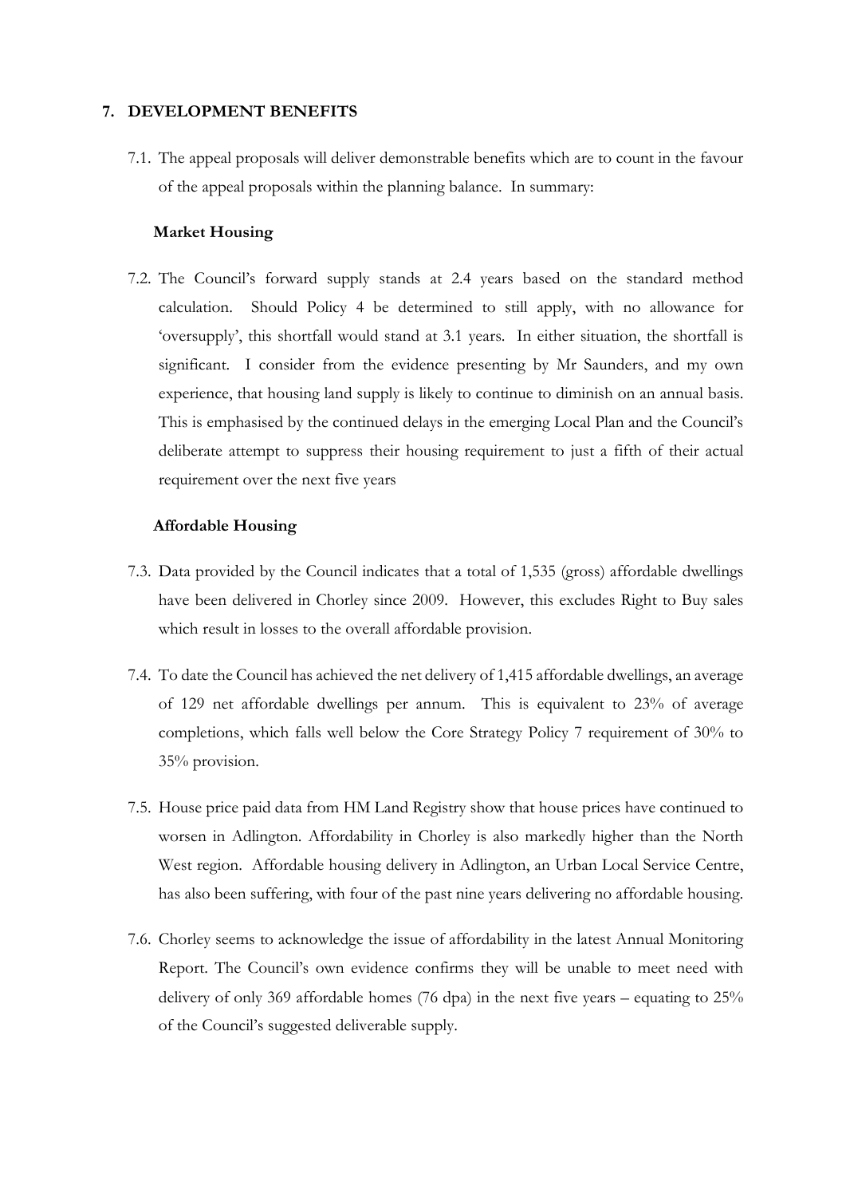## 7. DEVELOPMENT BENEFITS

7.1. The appeal proposals will deliver demonstrable benefits which are to count in the favour of the appeal proposals within the planning balance. In summary:

### Market Housing

7.2. The Council's forward supply stands at 2.4 years based on the standard method calculation. Should Policy 4 be determined to still apply, with no allowance for 'oversupply', this shortfall would stand at 3.1 years. In either situation, the shortfall is significant. I consider from the evidence presenting by Mr Saunders, and my own experience, that housing land supply is likely to continue to diminish on an annual basis. This is emphasised by the continued delays in the emerging Local Plan and the Council's deliberate attempt to suppress their housing requirement to just a fifth of their actual requirement over the next five years

### Affordable Housing

7.3. Data provided by the Council indicates that a total of 1,535 (gross) affordable dwellings have been delivered in Chorley since 2009. However, this excludes Right to Buy sales which result in losses to the overall affordable provision.

7.4. To date the Council has achieved the net delivery of 1,415 affordable dwellings, an average of 129 net affordable dwellings per annum. This is equivalent to 23% of average completions, which falls well below the Core Strategy Policy 7 requirement of 30% to 35% provision.

7.5. House price paid data from HM Land Registry show that house prices have continued to worsen in Adlington. Affordability in Chorley is also markedly higher than the North West region. Affordable housing delivery in Adlington, an Urban Local Service Centre, has also been suffering, with four of the past nine years delivering no affordable housing.

7.6. Chorley seems to acknowledge the issue of affordability in the latest Annual Monitoring Report. The Council's own evidence confirms they will be unable to meet need with delivery of only 369 affordable homes (76 dpa) in the next five years – equating to 25% of the Council's suggested deliverable supply.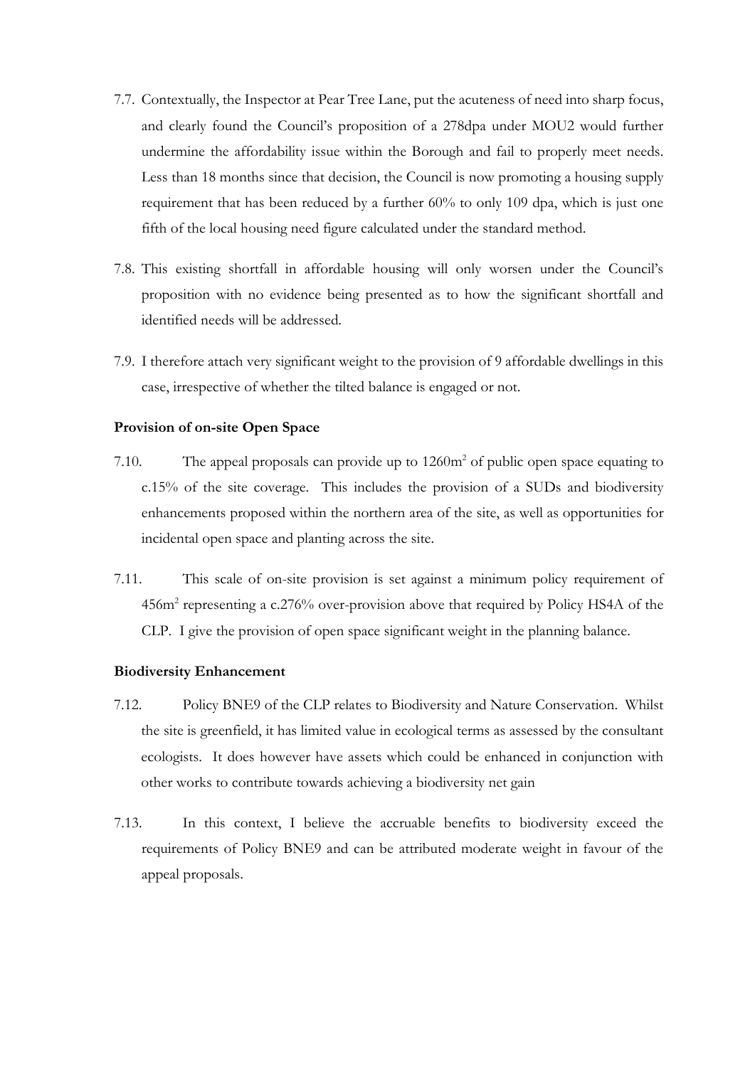7.7. Contextually, the Inspector at Pear Tree Lane, put the acuteness of need into sharp focus, and clearly found the Council's proposition of a 278dpa under MOU2 would further undermine the affordability issue within the Borough and fail to properly meet needs. Less than 18 months since that decision, the Council is now promoting a housing supply requirement that has been reduced by a further 60% to only 109 dpa, which is just one fifth of the local housing need figure calculated under the standard method.

7.8. This existing shortfall in affordable housing will only worsen under the Council's proposition with no evidence being presented as to how the significant shortfall and identified needs will be addressed.

7.9. I therefore attach very significant weight to the provision of 9 affordable dwellings in this case, irrespective of whether the tilted balance is engaged or not.

**Provision of on-site Open Space**

7.10. The appeal proposals can provide up to 1260m$^2$ of public open space equating to c.15% of the site coverage. This includes the provision of a SUDs and biodiversity enhancements proposed within the northern area of the site, as well as opportunities for incidental open space and planting across the site.

7.11. This scale of on-site provision is set against a minimum policy requirement of 456m$^2$ representing a c.276% over-provision above that required by Policy HS4A of the CLP. I give the provision of open space significant weight in the planning balance.

**Biodiversity Enhancement**

7.12. Policy BNE9 of the CLP relates to Biodiversity and Nature Conservation. Whilst the site is greenfield, it has limited value in ecological terms as assessed by the consultant ecologists. It does however have assets which could be enhanced in conjunction with other works to contribute towards achieving a biodiversity net gain

7.13. In this context, I believe the accruable benefits to biodiversity exceed the requirements of Policy BNE9 and can be attributed moderate weight in favour of the appeal proposals.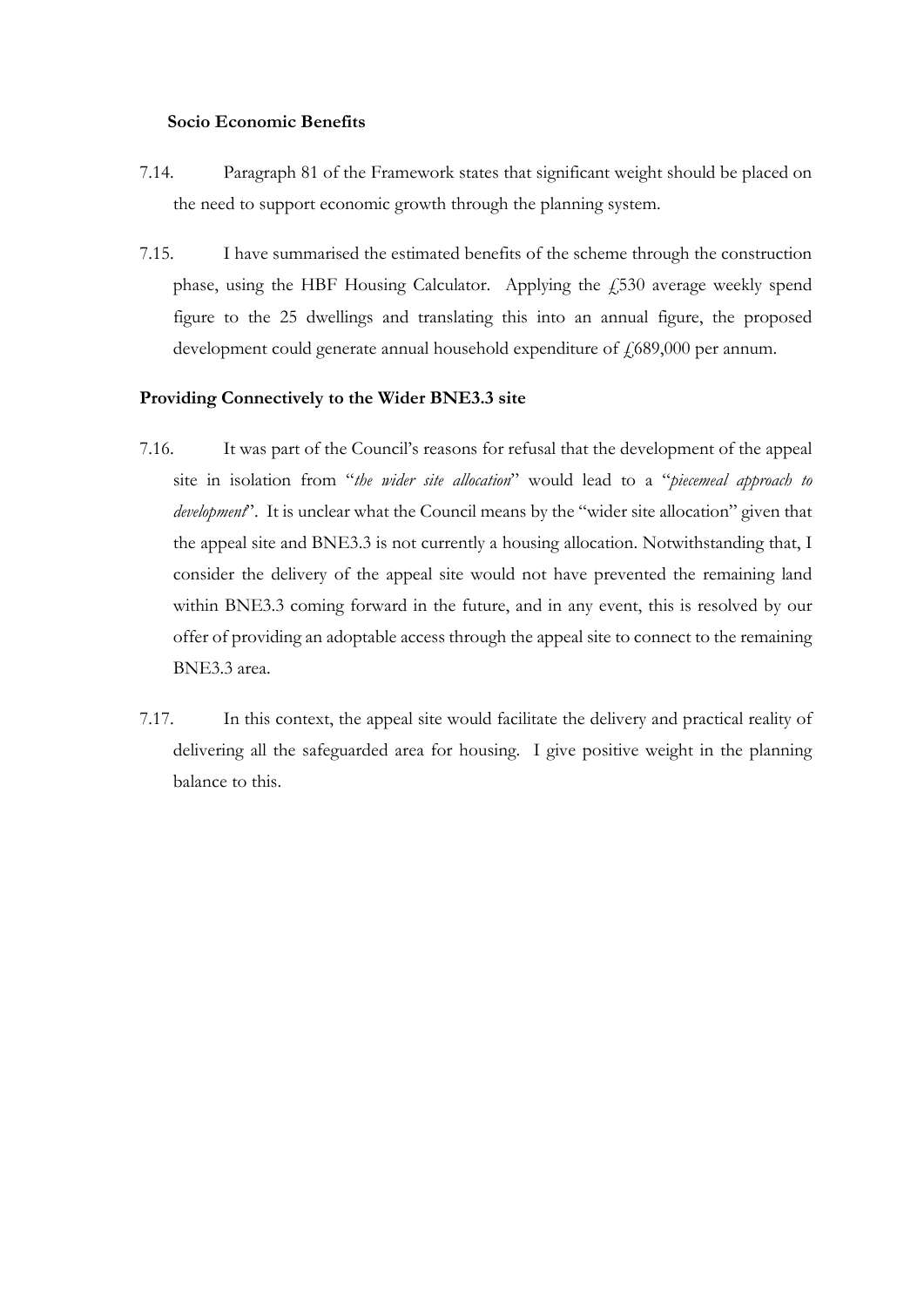**Socio Economic Benefits**

7.14. Paragraph 81 of the Framework states that significant weight should be placed on the need to support economic growth through the planning system.

7.15. I have summarised the estimated benefits of the scheme through the construction phase, using the HBF Housing Calculator. Applying the £530 average weekly spend figure to the 25 dwellings and translating this into an annual figure, the proposed development could generate annual household expenditure of £689,000 per annum.

**Providing Connectively to the Wider BNE3.3 site**

7.16. It was part of the Council's reasons for refusal that the development of the appeal site in isolation from "*the wider site allocation*" would lead to a "*piecemeal approach to development*". It is unclear what the Council means by the "wider site allocation" given that the appeal site and BNE3.3 is not currently a housing allocation. Notwithstanding that, I consider the delivery of the appeal site would not have prevented the remaining land within BNE3.3 coming forward in the future, and in any event, this is resolved by our offer of providing an adoptable access through the appeal site to connect to the remaining BNE3.3 area.

7.17. In this context, the appeal site would facilitate the delivery and practical reality of delivering all the safeguarded area for housing. I give positive weight in the planning balance to this.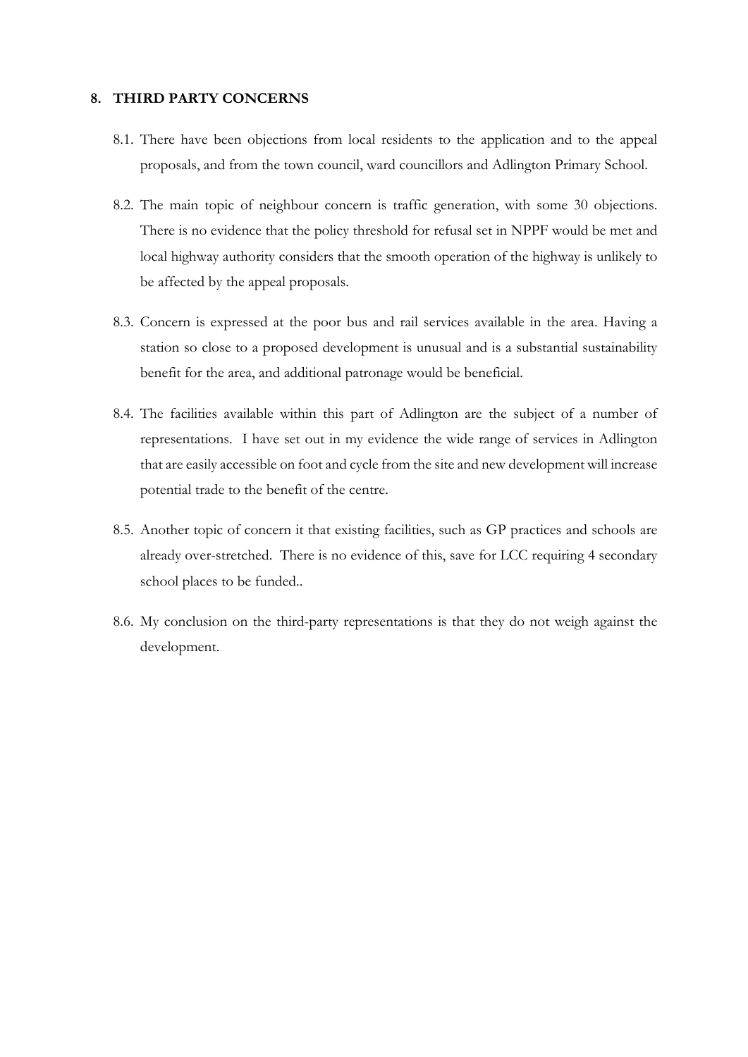## 8. THIRD PARTY CONCERNS

8.1. There have been objections from local residents to the application and to the appeal proposals, and from the town council, ward councillors and Adlington Primary School.

8.2. The main topic of neighbour concern is traffic generation, with some 30 objections. There is no evidence that the policy threshold for refusal set in NPPF would be met and local highway authority considers that the smooth operation of the highway is unlikely to be affected by the appeal proposals.

8.3. Concern is expressed at the poor bus and rail services available in the area. Having a station so close to a proposed development is unusual and is a substantial sustainability benefit for the area, and additional patronage would be beneficial.

8.4. The facilities available within this part of Adlington are the subject of a number of representations. I have set out in my evidence the wide range of services in Adlington that are easily accessible on foot and cycle from the site and new development will increase potential trade to the benefit of the centre.

8.5. Another topic of concern it that existing facilities, such as GP practices and schools are already over-stretched. There is no evidence of this, save for LCC requiring 4 secondary school places to be funded..

8.6. My conclusion on the third-party representations is that they do not weigh against the development.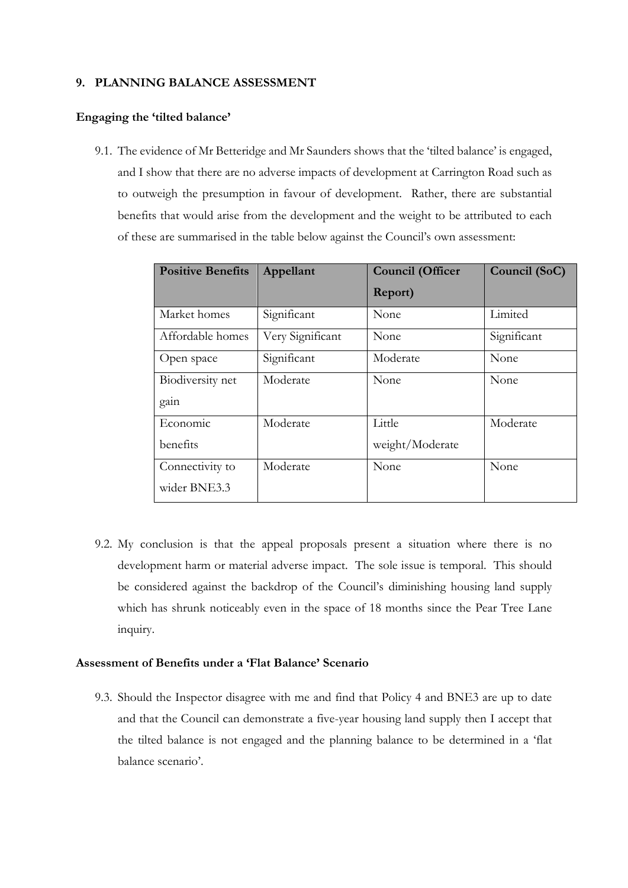## 9. PLANNING BALANCE ASSESSMENT

### Engaging the 'tilted balance'

9.1. The evidence of Mr Betteridge and Mr Saunders shows that the 'tilted balance' is engaged, and I show that there are no adverse impacts of development at Carrington Road such as to outweigh the presumption in favour of development. Rather, there are substantial benefits that would arise from the development and the weight to be attributed to each of these are summarised in the table below against the Council's own assessment:

| Positive Benefits | Appellant | Council (Officer Report) | Council (SoC) |
|---|---|---|---|
| Market homes | Significant | None | Limited |
| Affordable homes | Very Significant | None | Significant |
| Open space | Significant | Moderate | None |
| Biodiversity net gain | Moderate | None | None |
| Economic benefits | Moderate | Little weight/Moderate | Moderate |
| Connectivity to wider BNE3.3 | Moderate | None | None |

9.2. My conclusion is that the appeal proposals present a situation where there is no development harm or material adverse impact. The sole issue is temporal. This should be considered against the backdrop of the Council's diminishing housing land supply which has shrunk noticeably even in the space of 18 months since the Pear Tree Lane inquiry.

### Assessment of Benefits under a 'Flat Balance' Scenario

9.3. Should the Inspector disagree with me and find that Policy 4 and BNE3 are up to date and that the Council can demonstrate a five-year housing land supply then I accept that the tilted balance is not engaged and the planning balance to be determined in a 'flat balance scenario'.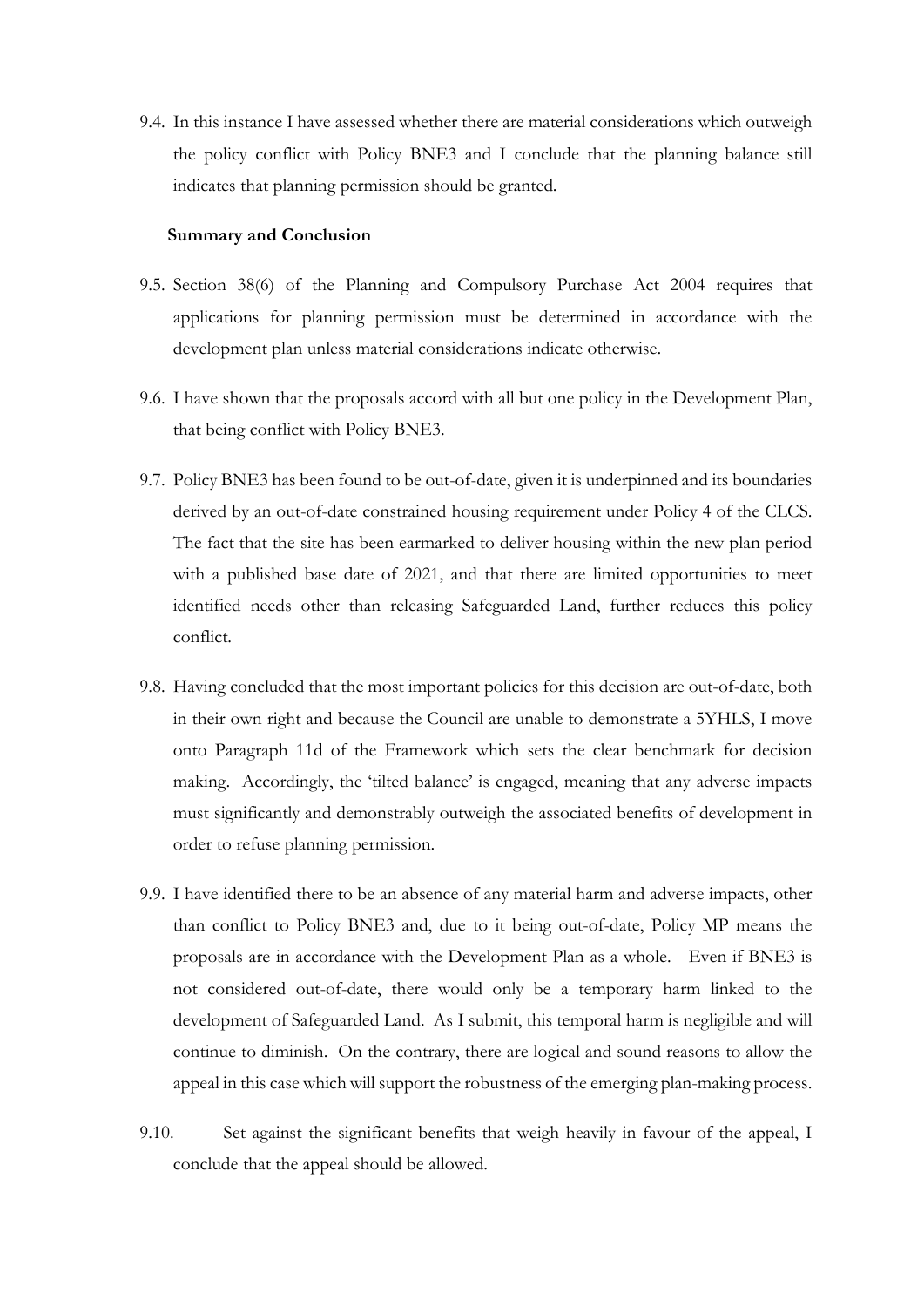9.4. In this instance I have assessed whether there are material considerations which outweigh the policy conflict with Policy BNE3 and I conclude that the planning balance still indicates that planning permission should be granted.

**Summary and Conclusion**

9.5. Section 38(6) of the Planning and Compulsory Purchase Act 2004 requires that applications for planning permission must be determined in accordance with the development plan unless material considerations indicate otherwise.

9.6. I have shown that the proposals accord with all but one policy in the Development Plan, that being conflict with Policy BNE3.

9.7. Policy BNE3 has been found to be out-of-date, given it is underpinned and its boundaries derived by an out-of-date constrained housing requirement under Policy 4 of the CLCS. The fact that the site has been earmarked to deliver housing within the new plan period with a published base date of 2021, and that there are limited opportunities to meet identified needs other than releasing Safeguarded Land, further reduces this policy conflict.

9.8. Having concluded that the most important policies for this decision are out-of-date, both in their own right and because the Council are unable to demonstrate a 5YHLS, I move onto Paragraph 11d of the Framework which sets the clear benchmark for decision making. Accordingly, the 'tilted balance' is engaged, meaning that any adverse impacts must significantly and demonstrably outweigh the associated benefits of development in order to refuse planning permission.

9.9. I have identified there to be an absence of any material harm and adverse impacts, other than conflict to Policy BNE3 and, due to it being out-of-date, Policy MP means the proposals are in accordance with the Development Plan as a whole. Even if BNE3 is not considered out-of-date, there would only be a temporary harm linked to the development of Safeguarded Land. As I submit, this temporal harm is negligible and will continue to diminish. On the contrary, there are logical and sound reasons to allow the appeal in this case which will support the robustness of the emerging plan-making process.

9.10. Set against the significant benefits that weigh heavily in favour of the appeal, I conclude that the appeal should be allowed.